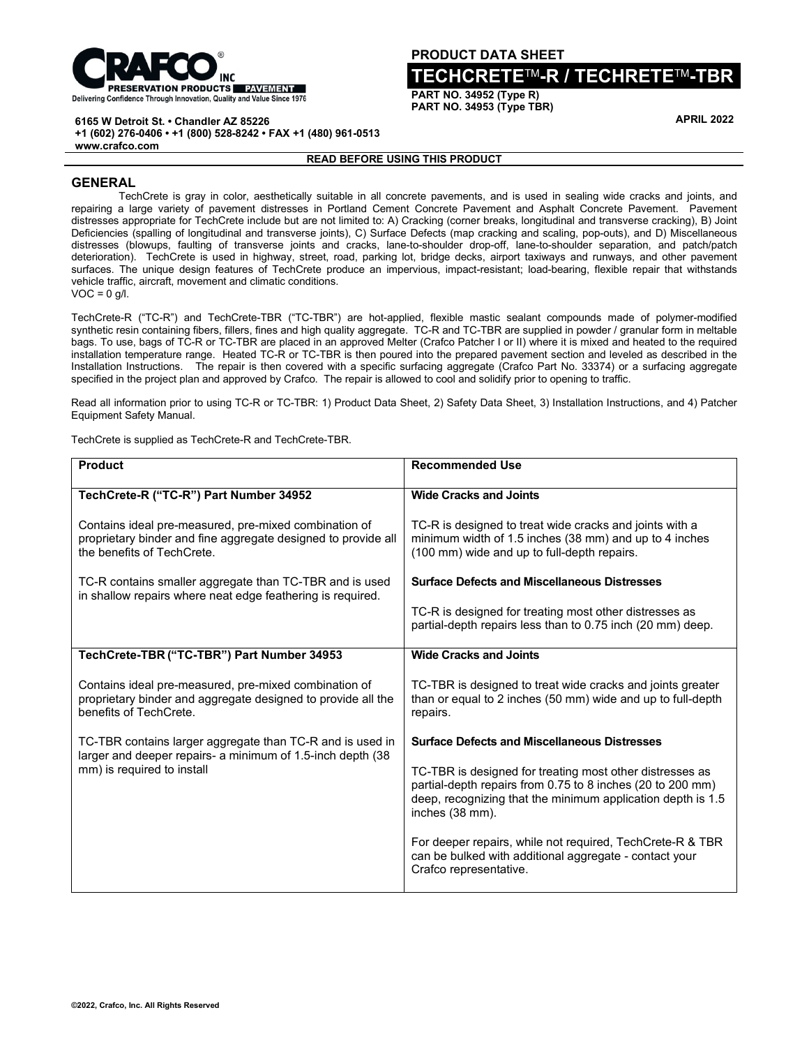**PRODUCT DATA SHEET**

# TECHCRETE™-R / TECHRETE™-TBR

**PART NO. 34952 (Type R)**
**PART NO. 34953 (Type TBR)**

**APRIL 2022**

**6165 W Detroit St. • Chandler AZ 85226**
**+1 (602) 276-0406 • +1 (800) 528-8242 • FAX +1 (480) 961-0513**
**www.crafco.com**

**READ BEFORE USING THIS PRODUCT**

## GENERAL

TechCrete is gray in color, aesthetically suitable in all concrete pavements, and is used in sealing wide cracks and joints, and repairing a large variety of pavement distresses in Portland Cement Concrete Pavement and Asphalt Concrete Pavement. Pavement distresses appropriate for TechCrete include but are not limited to: A) Cracking (corner breaks, longitudinal and transverse cracking), B) Joint Deficiencies (spalling of longitudinal and transverse joints), C) Surface Defects (map cracking and scaling, pop-outs), and D) Miscellaneous distresses (blowups, faulting of transverse joints and cracks, lane-to-shoulder drop-off, lane-to-shoulder separation, and patch/patch deterioration). TechCrete is used in highway, street, road, parking lot, bridge decks, airport taxiways and runways, and other pavement surfaces. The unique design features of TechCrete produce an impervious, impact-resistant; load-bearing, flexible repair that withstands vehicle traffic, aircraft, movement and climatic conditions.
VOC = 0 g/l.

TechCrete-R ("TC-R") and TechCrete-TBR ("TC-TBR") are hot-applied, flexible mastic sealant compounds made of polymer-modified synthetic resin containing fibers, fillers, fines and high quality aggregate. TC-R and TC-TBR are supplied in powder / granular form in meltable bags. To use, bags of TC-R or TC-TBR are placed in an approved Melter (Crafco Patcher I or II) where it is mixed and heated to the required installation temperature range. Heated TC-R or TC-TBR is then poured into the prepared pavement section and leveled as described in the Installation Instructions. The repair is then covered with a specific surfacing aggregate (Crafco Part No. 33374) or a surfacing aggregate specified in the project plan and approved by Crafco. The repair is allowed to cool and solidify prior to opening to traffic.

Read all information prior to using TC-R or TC-TBR: 1) Product Data Sheet, 2) Safety Data Sheet, 3) Installation Instructions, and 4) Patcher Equipment Safety Manual.

TechCrete is supplied as TechCrete-R and TechCrete-TBR.

| Product | Recommended Use |
|---|---|
| **TechCrete-R ("TC-R") Part Number 34952**<br><br>Contains ideal pre-measured, pre-mixed combination of proprietary binder and fine aggregate designed to provide all the benefits of TechCrete.<br><br>TC-R contains smaller aggregate than TC-TBR and is used in shallow repairs where neat edge feathering is required. | **Wide Cracks and Joints**<br><br>TC-R is designed to treat wide cracks and joints with a minimum width of 1.5 inches (38 mm) and up to 4 inches (100 mm) wide and up to full-depth repairs.<br><br>**Surface Defects and Miscellaneous Distresses**<br><br>TC-R is designed for treating most other distresses as partial-depth repairs less than to 0.75 inch (20 mm) deep. |
| **TechCrete-TBR ("TC-TBR") Part Number 34953**<br><br>Contains ideal pre-measured, pre-mixed combination of proprietary binder and aggregate designed to provide all the benefits of TechCrete.<br><br>TC-TBR contains larger aggregate than TC-R and is used in larger and deeper repairs- a minimum of 1.5-inch depth (38 mm) is required to install | **Wide Cracks and Joints**<br><br>TC-TBR is designed to treat wide cracks and joints greater than or equal to 2 inches (50 mm) wide and up to full-depth repairs.<br><br>**Surface Defects and Miscellaneous Distresses**<br><br>TC-TBR is designed for treating most other distresses as partial-depth repairs from 0.75 to 8 inches (20 to 200 mm) deep, recognizing that the minimum application depth is 1.5 inches (38 mm).<br><br>For deeper repairs, while not required, TechCrete-R & TBR can be bulked with additional aggregate - contact your Crafco representative. |

**©2022, Crafco, Inc. All Rights Reserved**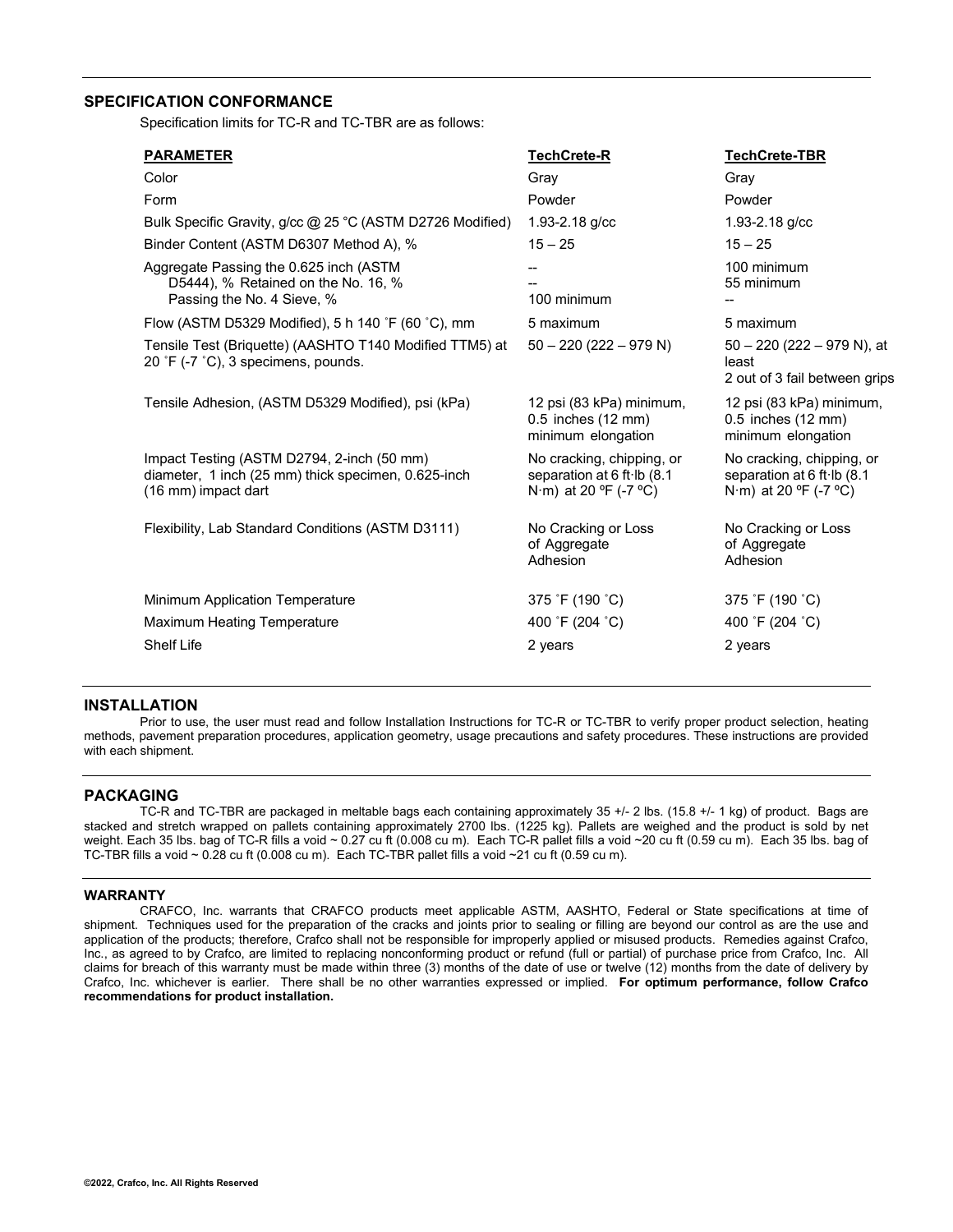## SPECIFICATION CONFORMANCE

Specification limits for TC-R and TC-TBR are as follows:

| PARAMETER | TechCrete-R | TechCrete-TBR |
|---|---|---|
| Color | Gray | Gray |
| Form | Powder | Powder |
| Bulk Specific Gravity, g/cc @ 25 °C (ASTM D2726 Modified) | 1.93-2.18 g/cc | 1.93-2.18 g/cc |
| Binder Content (ASTM D6307 Method A), % | 15 – 25 | 15 – 25 |
| Aggregate Passing the 0.625 inch (ASTM D5444), % Retained on the No. 16, % Passing the No. 4 Sieve, % | -- <br> -- <br> 100 minimum | 100 minimum <br> 55 minimum <br> -- |
| Flow (ASTM D5329 Modified), 5 h 140 ˚F (60 ˚C), mm | 5 maximum | 5 maximum |
| Tensile Test (Briquette) (AASHTO T140 Modified TTM5) at 20 ˚F (-7 ˚C), 3 specimens, pounds. | 50 – 220 (222 – 979 N) | 50 – 220 (222 – 979 N), at least 2 out of 3 fail between grips |
| Tensile Adhesion, (ASTM D5329 Modified), psi (kPa) | 12 psi (83 kPa) minimum, 0.5 inches (12 mm) minimum elongation | 12 psi (83 kPa) minimum, 0.5 inches (12 mm) minimum elongation |
| Impact Testing (ASTM D2794, 2-inch (50 mm) diameter, 1 inch (25 mm) thick specimen, 0.625-inch (16 mm) impact dart | No cracking, chipping, or separation at 6 ft·lb (8.1 N·m) at 20 ºF (-7 ºC) | No cracking, chipping, or separation at 6 ft·lb (8.1 N·m) at 20 ºF (-7 ºC) |
| Flexibility, Lab Standard Conditions (ASTM D3111) | No Cracking or Loss of Aggregate Adhesion | No Cracking or Loss of Aggregate Adhesion |
| Minimum Application Temperature | 375 ˚F (190 ˚C) | 375 ˚F (190 ˚C) |
| Maximum Heating Temperature | 400 ˚F (204 ˚C) | 400 ˚F (204 ˚C) |
| Shelf Life | 2 years | 2 years |

## INSTALLATION

Prior to use, the user must read and follow Installation Instructions for TC-R or TC-TBR to verify proper product selection, heating methods, pavement preparation procedures, application geometry, usage precautions and safety procedures. These instructions are provided with each shipment.

## PACKAGING

TC-R and TC-TBR are packaged in meltable bags each containing approximately 35 +/- 2 lbs. (15.8 +/- 1 kg) of product. Bags are stacked and stretch wrapped on pallets containing approximately 2700 lbs. (1225 kg). Pallets are weighed and the product is sold by net weight. Each 35 lbs. bag of TC-R fills a void ~ 0.27 cu ft (0.008 cu m). Each TC-R pallet fills a void ~20 cu ft (0.59 cu m). Each 35 lbs. bag of TC-TBR fills a void ~ 0.28 cu ft (0.008 cu m). Each TC-TBR pallet fills a void ~21 cu ft (0.59 cu m).

## WARRANTY

CRAFCO, Inc. warrants that CRAFCO products meet applicable ASTM, AASHTO, Federal or State specifications at time of shipment. Techniques used for the preparation of the cracks and joints prior to sealing or filling are beyond our control as are the use and application of the products; therefore, Crafco shall not be responsible for improperly applied or misused products. Remedies against Crafco, Inc., as agreed to by Crafco, are limited to replacing nonconforming product or refund (full or partial) of purchase price from Crafco, Inc. All claims for breach of this warranty must be made within three (3) months of the date of use or twelve (12) months from the date of delivery by Crafco, Inc. whichever is earlier. There shall be no other warranties expressed or implied. **For optimum performance, follow Crafco recommendations for product installation.**

**©2022, Crafco, Inc. All Rights Reserved**